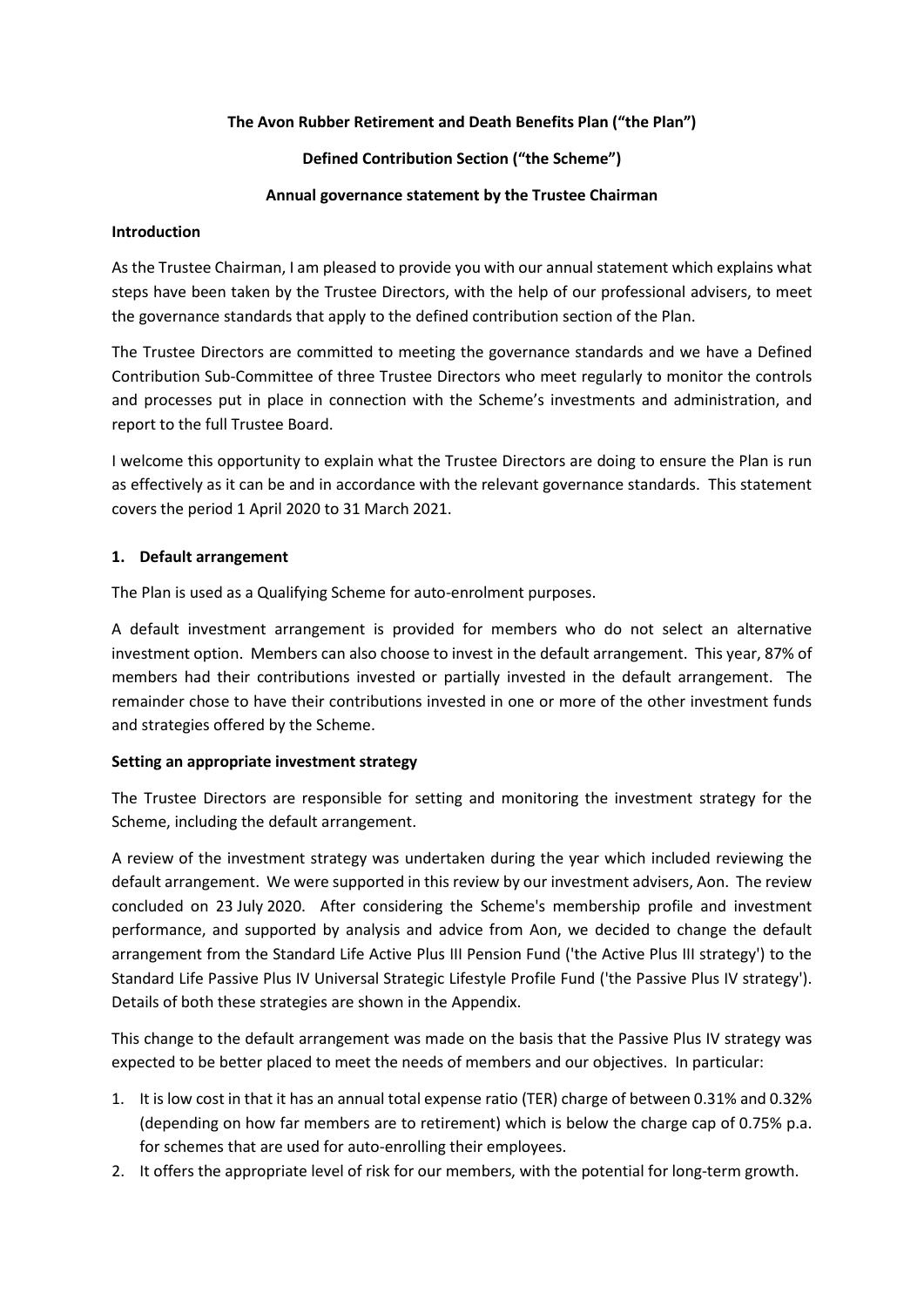**The Avon Rubber Retirement and Death Benefits Plan ("the Plan")**

**Defined Contribution Section ("the Scheme")**

**Annual governance statement by the Trustee Chairman**

**Introduction**

As the Trustee Chairman, I am pleased to provide you with our annual statement which explains what steps have been taken by the Trustee Directors, with the help of our professional advisers, to meet the governance standards that apply to the defined contribution section of the Plan.

The Trustee Directors are committed to meeting the governance standards and we have a Defined Contribution Sub-Committee of three Trustee Directors who meet regularly to monitor the controls and processes put in place in connection with the Scheme's investments and administration, and report to the full Trustee Board.

I welcome this opportunity to explain what the Trustee Directors are doing to ensure the Plan is run as effectively as it can be and in accordance with the relevant governance standards. This statement covers the period 1 April 2020 to 31 March 2021.

## 1. Default arrangement

The Plan is used as a Qualifying Scheme for auto-enrolment purposes.

A default investment arrangement is provided for members who do not select an alternative investment option. Members can also choose to invest in the default arrangement. This year, 87% of members had their contributions invested or partially invested in the default arrangement. The remainder chose to have their contributions invested in one or more of the other investment funds and strategies offered by the Scheme.

**Setting an appropriate investment strategy**

The Trustee Directors are responsible for setting and monitoring the investment strategy for the Scheme, including the default arrangement.

A review of the investment strategy was undertaken during the year which included reviewing the default arrangement. We were supported in this review by our investment advisers, Aon. The review concluded on 23 July 2020. After considering the Scheme's membership profile and investment performance, and supported by analysis and advice from Aon, we decided to change the default arrangement from the Standard Life Active Plus III Pension Fund ('the Active Plus III strategy') to the Standard Life Passive Plus IV Universal Strategic Lifestyle Profile Fund ('the Passive Plus IV strategy'). Details of both these strategies are shown in the Appendix.

This change to the default arrangement was made on the basis that the Passive Plus IV strategy was expected to be better placed to meet the needs of members and our objectives. In particular:

1. It is low cost in that it has an annual total expense ratio (TER) charge of between 0.31% and 0.32% (depending on how far members are to retirement) which is below the charge cap of 0.75% p.a. for schemes that are used for auto-enrolling their employees.
2. It offers the appropriate level of risk for our members, with the potential for long-term growth.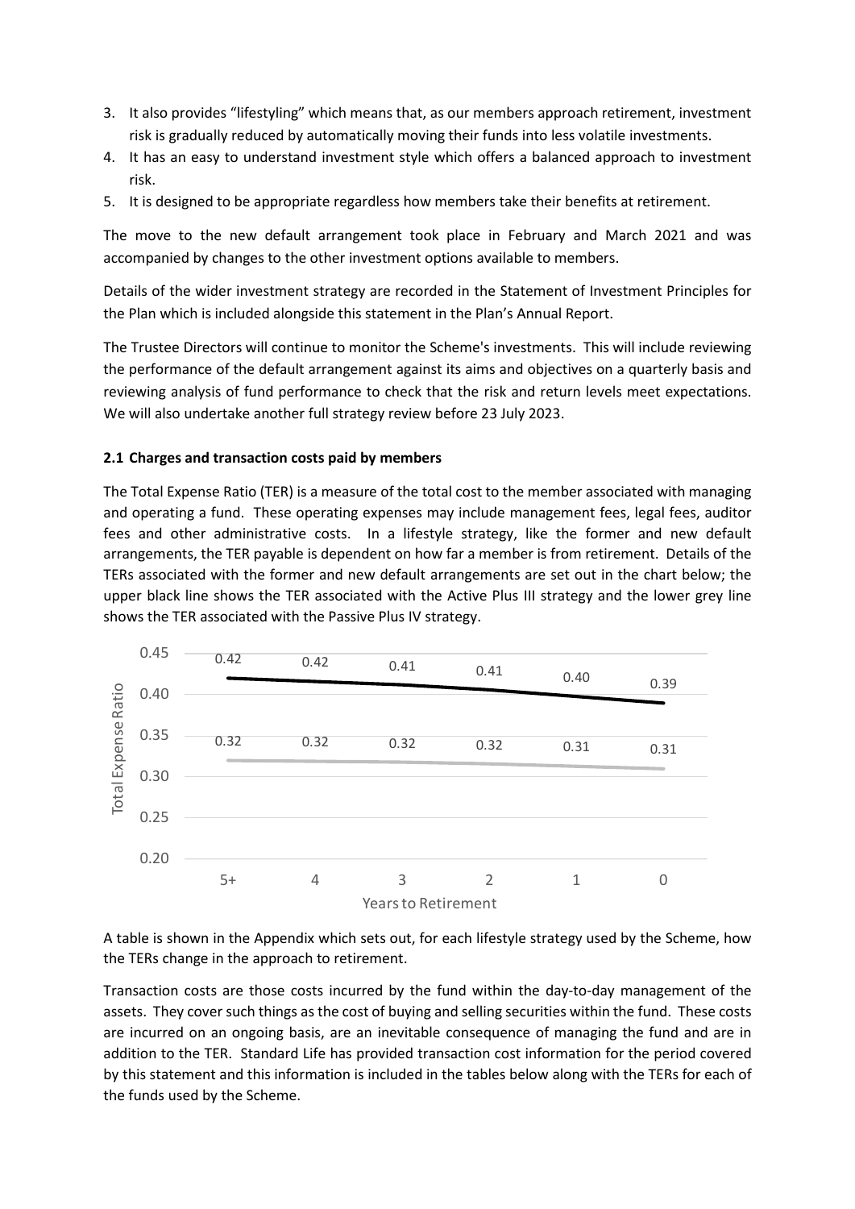3. It also provides "lifestyling" which means that, as our members approach retirement, investment risk is gradually reduced by automatically moving their funds into less volatile investments.
4. It has an easy to understand investment style which offers a balanced approach to investment risk.
5. It is designed to be appropriate regardless how members take their benefits at retirement.

The move to the new default arrangement took place in February and March 2021 and was accompanied by changes to the other investment options available to members.

Details of the wider investment strategy are recorded in the Statement of Investment Principles for the Plan which is included alongside this statement in the Plan's Annual Report.

The Trustee Directors will continue to monitor the Scheme's investments. This will include reviewing the performance of the default arrangement against its aims and objectives on a quarterly basis and reviewing analysis of fund performance to check that the risk and return levels meet expectations. We will also undertake another full strategy review before 23 July 2023.

### 2.1 Charges and transaction costs paid by members

The Total Expense Ratio (TER) is a measure of the total cost to the member associated with managing and operating a fund. These operating expenses may include management fees, legal fees, auditor fees and other administrative costs. In a lifestyle strategy, like the former and new default arrangements, the TER payable is dependent on how far a member is from retirement. Details of the TERs associated with the former and new default arrangements are set out in the chart below; the upper black line shows the TER associated with the Active Plus III strategy and the lower grey line shows the TER associated with the Passive Plus IV strategy.

| Years to Retirement | 5+ | 4 | 3 | 2 | 1 | 0 |
|---|---|---|---|---|---|---|
| Total Expense Ratio (Active Plus III) | 0.42 | 0.42 | 0.41 | 0.41 | 0.40 | 0.39 |
| Total Expense Ratio (Passive Plus IV) | 0.32 | 0.32 | 0.32 | 0.32 | 0.31 | 0.31 |

A table is shown in the Appendix which sets out, for each lifestyle strategy used by the Scheme, how the TERs change in the approach to retirement.

Transaction costs are those costs incurred by the fund within the day-to-day management of the assets. They cover such things as the cost of buying and selling securities within the fund. These costs are incurred on an ongoing basis, are an inevitable consequence of managing the fund and are in addition to the TER. Standard Life has provided transaction cost information for the period covered by this statement and this information is included in the tables below along with the TERs for each of the funds used by the Scheme.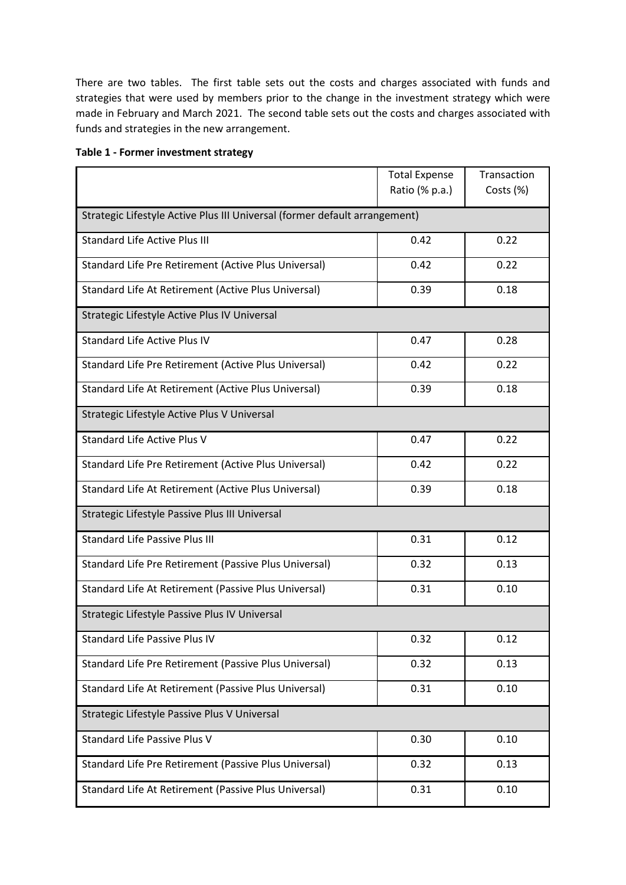There are two tables. The first table sets out the costs and charges associated with funds and strategies that were used by members prior to the change in the investment strategy which were made in February and March 2021. The second table sets out the costs and charges associated with funds and strategies in the new arrangement.

**Table 1 - Former investment strategy**

| | Total Expense Ratio (% p.a.) | Transaction Costs (%) |
|---|---|---|
| Strategic Lifestyle Active Plus III Universal (former default arrangement) | | |
| Standard Life Active Plus III | 0.42 | 0.22 |
| Standard Life Pre Retirement (Active Plus Universal) | 0.42 | 0.22 |
| Standard Life At Retirement (Active Plus Universal) | 0.39 | 0.18 |
| Strategic Lifestyle Active Plus IV Universal | | |
| Standard Life Active Plus IV | 0.47 | 0.28 |
| Standard Life Pre Retirement (Active Plus Universal) | 0.42 | 0.22 |
| Standard Life At Retirement (Active Plus Universal) | 0.39 | 0.18 |
| Strategic Lifestyle Active Plus V Universal | | |
| Standard Life Active Plus V | 0.47 | 0.22 |
| Standard Life Pre Retirement (Active Plus Universal) | 0.42 | 0.22 |
| Standard Life At Retirement (Active Plus Universal) | 0.39 | 0.18 |
| Strategic Lifestyle Passive Plus III Universal | | |
| Standard Life Passive Plus III | 0.31 | 0.12 |
| Standard Life Pre Retirement (Passive Plus Universal) | 0.32 | 0.13 |
| Standard Life At Retirement (Passive Plus Universal) | 0.31 | 0.10 |
| Strategic Lifestyle Passive Plus IV Universal | | |
| Standard Life Passive Plus IV | 0.32 | 0.12 |
| Standard Life Pre Retirement (Passive Plus Universal) | 0.32 | 0.13 |
| Standard Life At Retirement (Passive Plus Universal) | 0.31 | 0.10 |
| Strategic Lifestyle Passive Plus V Universal | | |
| Standard Life Passive Plus V | 0.30 | 0.10 |
| Standard Life Pre Retirement (Passive Plus Universal) | 0.32 | 0.13 |
| Standard Life At Retirement (Passive Plus Universal) | 0.31 | 0.10 |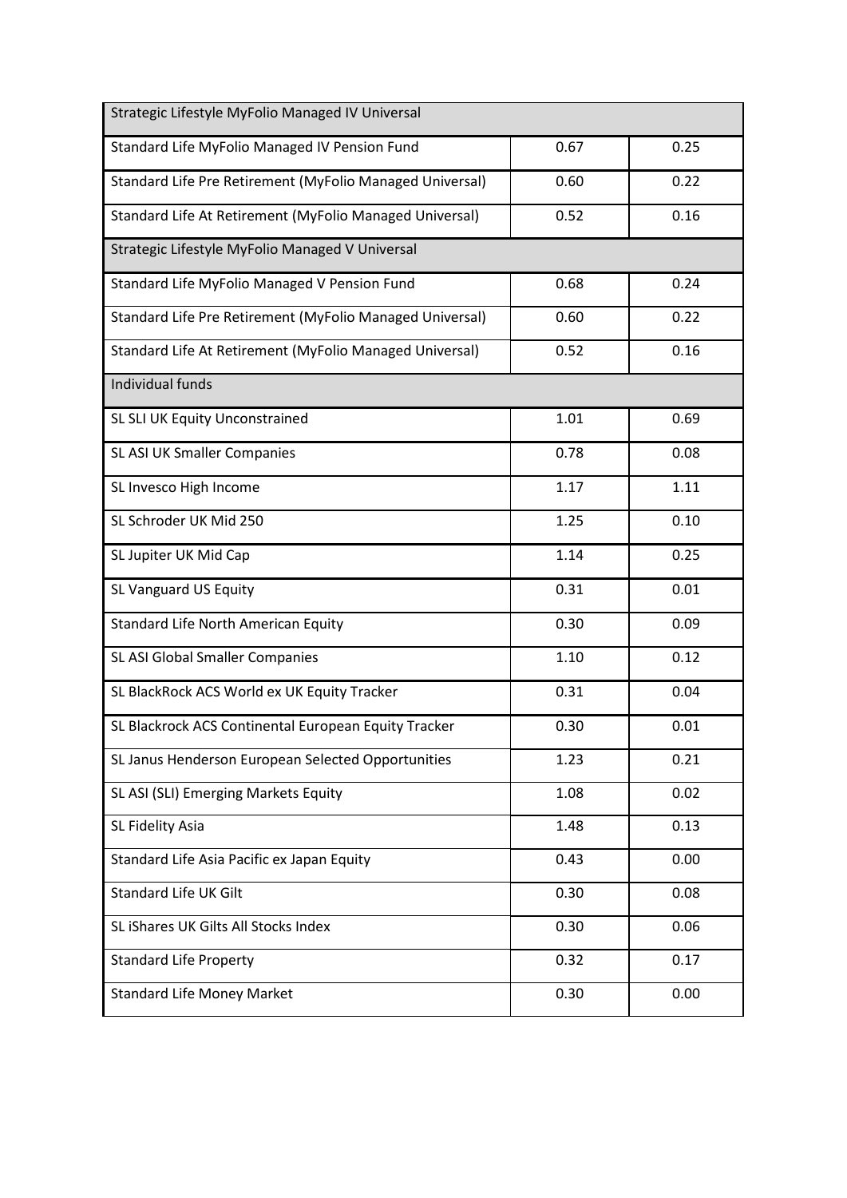| | | |
|---|---|---|
| Strategic Lifestyle MyFolio Managed IV Universal | | |
| Standard Life MyFolio Managed IV Pension Fund | 0.67 | 0.25 |
| Standard Life Pre Retirement (MyFolio Managed Universal) | 0.60 | 0.22 |
| Standard Life At Retirement (MyFolio Managed Universal) | 0.52 | 0.16 |
| Strategic Lifestyle MyFolio Managed V Universal | | |
| Standard Life MyFolio Managed V Pension Fund | 0.68 | 0.24 |
| Standard Life Pre Retirement (MyFolio Managed Universal) | 0.60 | 0.22 |
| Standard Life At Retirement (MyFolio Managed Universal) | 0.52 | 0.16 |
| Individual funds | | |
| SL SLI UK Equity Unconstrained | 1.01 | 0.69 |
| SL ASI UK Smaller Companies | 0.78 | 0.08 |
| SL Invesco High Income | 1.17 | 1.11 |
| SL Schroder UK Mid 250 | 1.25 | 0.10 |
| SL Jupiter UK Mid Cap | 1.14 | 0.25 |
| SL Vanguard US Equity | 0.31 | 0.01 |
| Standard Life North American Equity | 0.30 | 0.09 |
| SL ASI Global Smaller Companies | 1.10 | 0.12 |
| SL BlackRock ACS World ex UK Equity Tracker | 0.31 | 0.04 |
| SL Blackrock ACS Continental European Equity Tracker | 0.30 | 0.01 |
| SL Janus Henderson European Selected Opportunities | 1.23 | 0.21 |
| SL ASI (SLI) Emerging Markets Equity | 1.08 | 0.02 |
| SL Fidelity Asia | 1.48 | 0.13 |
| Standard Life Asia Pacific ex Japan Equity | 0.43 | 0.00 |
| Standard Life UK Gilt | 0.30 | 0.08 |
| SL iShares UK Gilts All Stocks Index | 0.30 | 0.06 |
| Standard Life Property | 0.32 | 0.17 |
| Standard Life Money Market | 0.30 | 0.00 |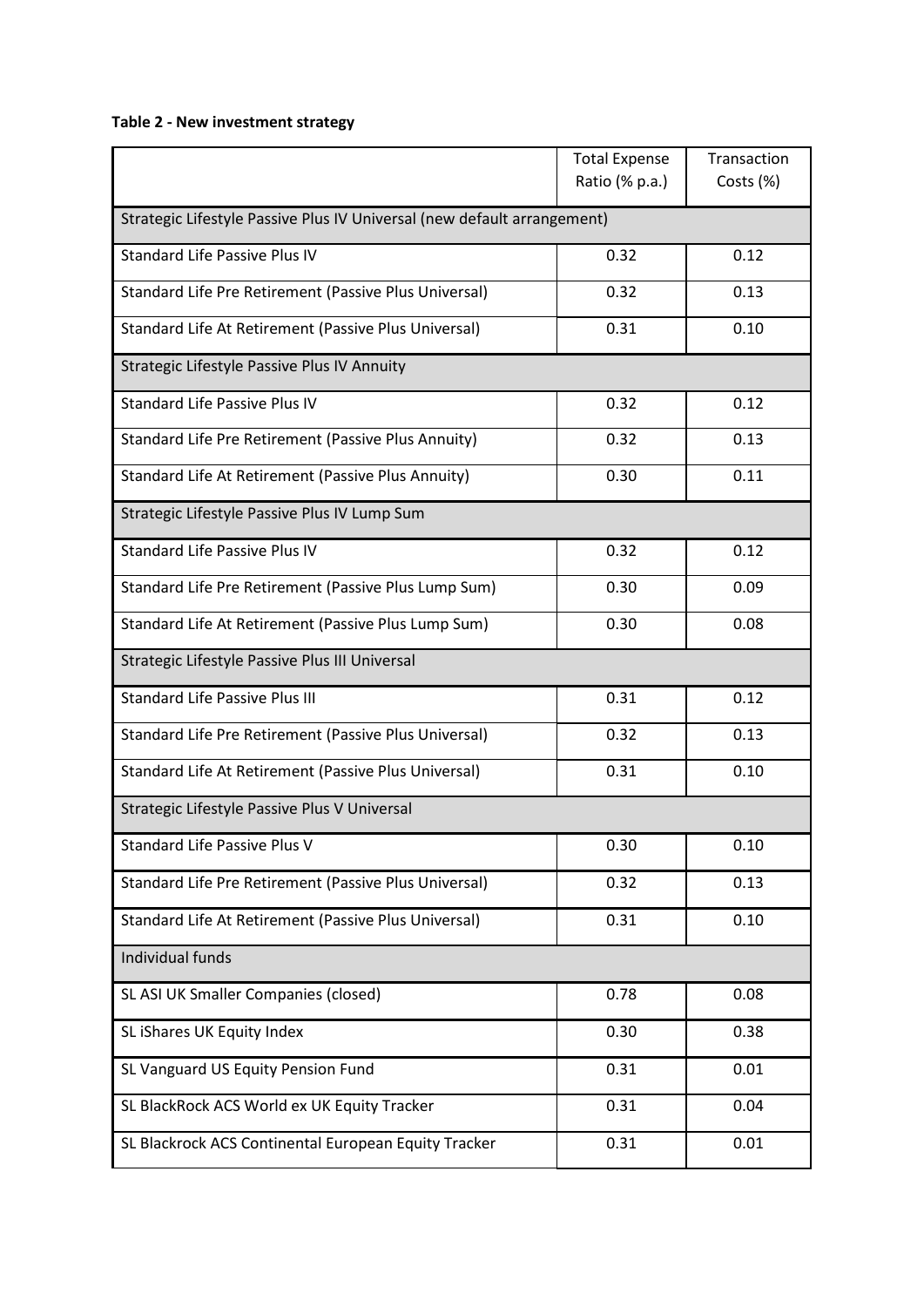**Table 2 - New investment strategy**

| | Total Expense Ratio (% p.a.) | Transaction Costs (%) |
|---|---|---|
| Strategic Lifestyle Passive Plus IV Universal (new default arrangement) | | |
| Standard Life Passive Plus IV | 0.32 | 0.12 |
| Standard Life Pre Retirement (Passive Plus Universal) | 0.32 | 0.13 |
| Standard Life At Retirement (Passive Plus Universal) | 0.31 | 0.10 |
| Strategic Lifestyle Passive Plus IV Annuity | | |
| Standard Life Passive Plus IV | 0.32 | 0.12 |
| Standard Life Pre Retirement (Passive Plus Annuity) | 0.32 | 0.13 |
| Standard Life At Retirement (Passive Plus Annuity) | 0.30 | 0.11 |
| Strategic Lifestyle Passive Plus IV Lump Sum | | |
| Standard Life Passive Plus IV | 0.32 | 0.12 |
| Standard Life Pre Retirement (Passive Plus Lump Sum) | 0.30 | 0.09 |
| Standard Life At Retirement (Passive Plus Lump Sum) | 0.30 | 0.08 |
| Strategic Lifestyle Passive Plus III Universal | | |
| Standard Life Passive Plus III | 0.31 | 0.12 |
| Standard Life Pre Retirement (Passive Plus Universal) | 0.32 | 0.13 |
| Standard Life At Retirement (Passive Plus Universal) | 0.31 | 0.10 |
| Strategic Lifestyle Passive Plus V Universal | | |
| Standard Life Passive Plus V | 0.30 | 0.10 |
| Standard Life Pre Retirement (Passive Plus Universal) | 0.32 | 0.13 |
| Standard Life At Retirement (Passive Plus Universal) | 0.31 | 0.10 |
| Individual funds | | |
| SL ASI UK Smaller Companies (closed) | 0.78 | 0.08 |
| SL iShares UK Equity Index | 0.30 | 0.38 |
| SL Vanguard US Equity Pension Fund | 0.31 | 0.01 |
| SL BlackRock ACS World ex UK Equity Tracker | 0.31 | 0.04 |
| SL Blackrock ACS Continental European Equity Tracker | 0.31 | 0.01 |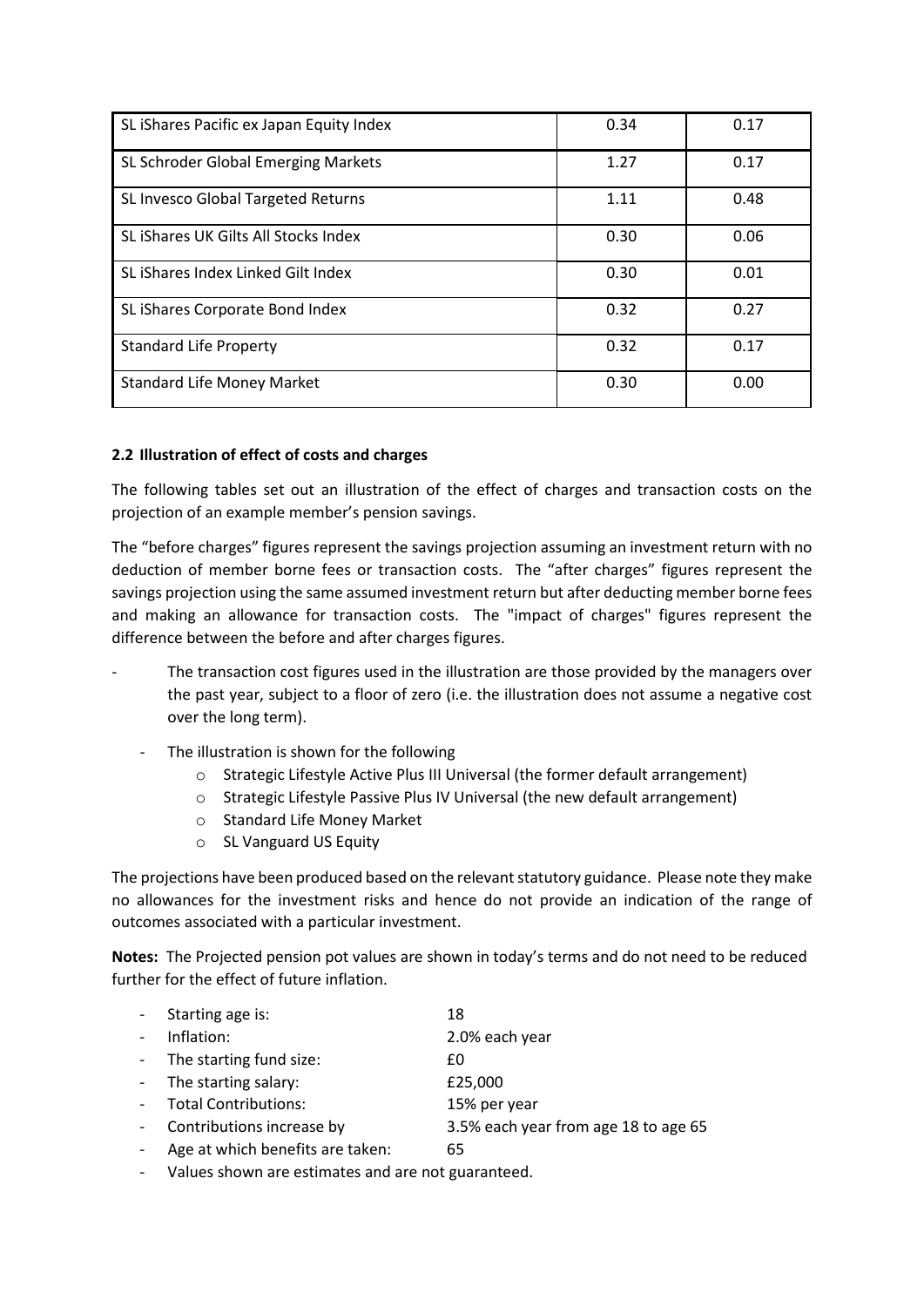| SL iShares Pacific ex Japan Equity Index | 0.34 | 0.17 |
|---|---|---|
| SL Schroder Global Emerging Markets | 1.27 | 0.17 |
| SL Invesco Global Targeted Returns | 1.11 | 0.48 |
| SL iShares UK Gilts All Stocks Index | 0.30 | 0.06 |
| SL iShares Index Linked Gilt Index | 0.30 | 0.01 |
| SL iShares Corporate Bond Index | 0.32 | 0.27 |
| Standard Life Property | 0.32 | 0.17 |
| Standard Life Money Market | 0.30 | 0.00 |

### 2.2 Illustration of effect of costs and charges

The following tables set out an illustration of the effect of charges and transaction costs on the projection of an example member's pension savings.

The "before charges" figures represent the savings projection assuming an investment return with no deduction of member borne fees or transaction costs. The "after charges" figures represent the savings projection using the same assumed investment return but after deducting member borne fees and making an allowance for transaction costs. The "impact of charges" figures represent the difference between the before and after charges figures.

- The transaction cost figures used in the illustration are those provided by the managers over the past year, subject to a floor of zero (i.e. the illustration does not assume a negative cost over the long term).
  - The illustration is shown for the following
    - Strategic Lifestyle Active Plus III Universal (the former default arrangement)
    - Strategic Lifestyle Passive Plus IV Universal (the new default arrangement)
    - Standard Life Money Market
    - SL Vanguard US Equity

The projections have been produced based on the relevant statutory guidance. Please note they make no allowances for the investment risks and hence do not provide an indication of the range of outcomes associated with a particular investment.

**Notes:** The Projected pension pot values are shown in today's terms and do not need to be reduced further for the effect of future inflation.

- Starting age is: 18
- Inflation: 2.0% each year
- The starting fund size: £0
- The starting salary: £25,000
- Total Contributions: 15% per year
- Contributions increase by 3.5% each year from age 18 to age 65
- Age at which benefits are taken: 65
- Values shown are estimates and are not guaranteed.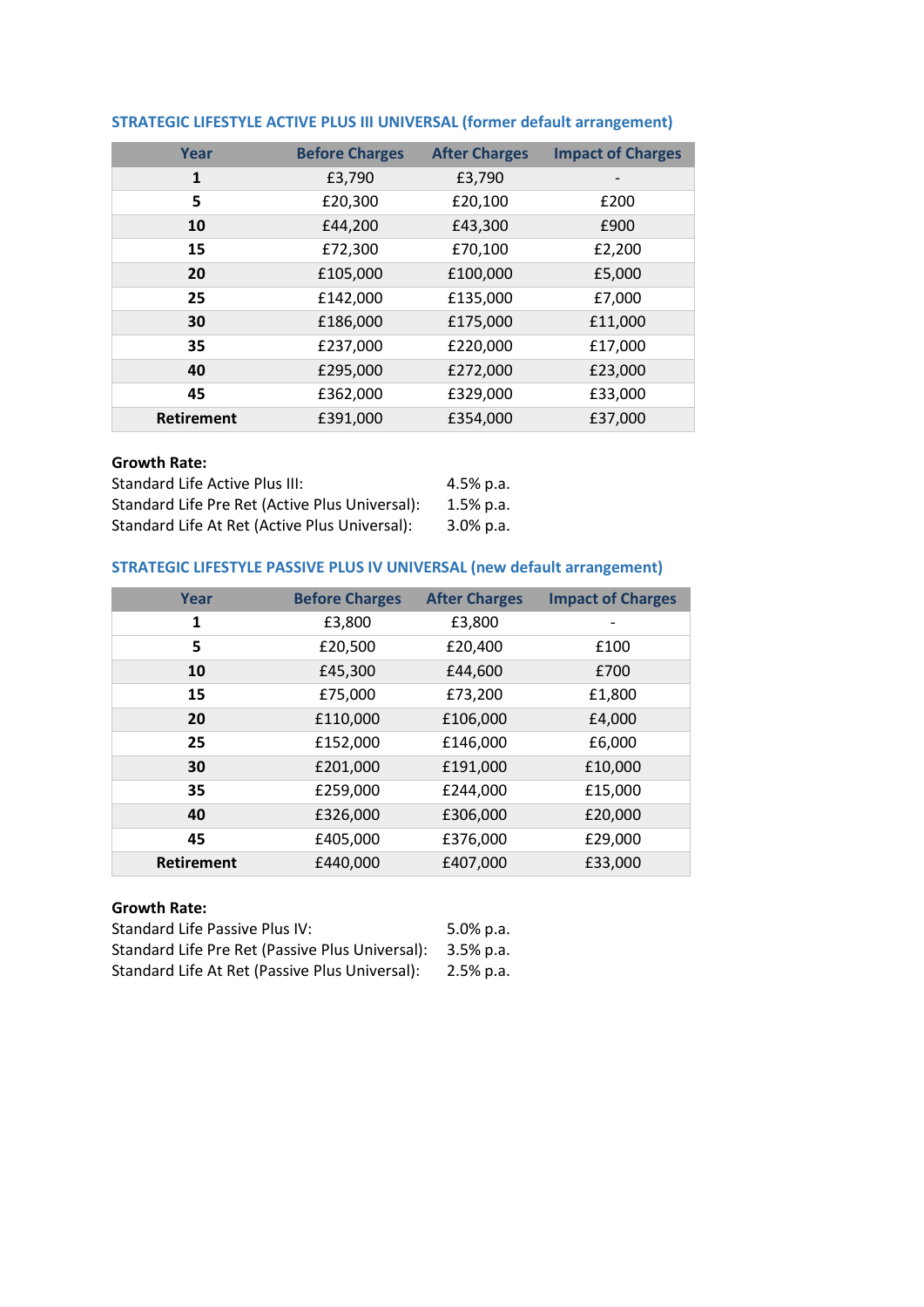### STRATEGIC LIFESTYLE ACTIVE PLUS III UNIVERSAL (former default arrangement)

| Year | Before Charges | After Charges | Impact of Charges |
|---|---|---|---|
| **1** | £3,790 | £3,790 | - |
| **5** | £20,300 | £20,100 | £200 |
| **10** | £44,200 | £43,300 | £900 |
| **15** | £72,300 | £70,100 | £2,200 |
| **20** | £105,000 | £100,000 | £5,000 |
| **25** | £142,000 | £135,000 | £7,000 |
| **30** | £186,000 | £175,000 | £11,000 |
| **35** | £237,000 | £220,000 | £17,000 |
| **40** | £295,000 | £272,000 | £23,000 |
| **45** | £362,000 | £329,000 | £33,000 |
| **Retirement** | £391,000 | £354,000 | £37,000 |

**Growth Rate:**

Standard Life Active Plus III: 4.5% p.a.
Standard Life Pre Ret (Active Plus Universal): 1.5% p.a.
Standard Life At Ret (Active Plus Universal): 3.0% p.a.

### STRATEGIC LIFESTYLE PASSIVE PLUS IV UNIVERSAL (new default arrangement)

| Year | Before Charges | After Charges | Impact of Charges |
|---|---|---|---|
| **1** | £3,800 | £3,800 | - |
| **5** | £20,500 | £20,400 | £100 |
| **10** | £45,300 | £44,600 | £700 |
| **15** | £75,000 | £73,200 | £1,800 |
| **20** | £110,000 | £106,000 | £4,000 |
| **25** | £152,000 | £146,000 | £6,000 |
| **30** | £201,000 | £191,000 | £10,000 |
| **35** | £259,000 | £244,000 | £15,000 |
| **40** | £326,000 | £306,000 | £20,000 |
| **45** | £405,000 | £376,000 | £29,000 |
| **Retirement** | £440,000 | £407,000 | £33,000 |

**Growth Rate:**

Standard Life Passive Plus IV: 5.0% p.a.
Standard Life Pre Ret (Passive Plus Universal): 3.5% p.a.
Standard Life At Ret (Passive Plus Universal): 2.5% p.a.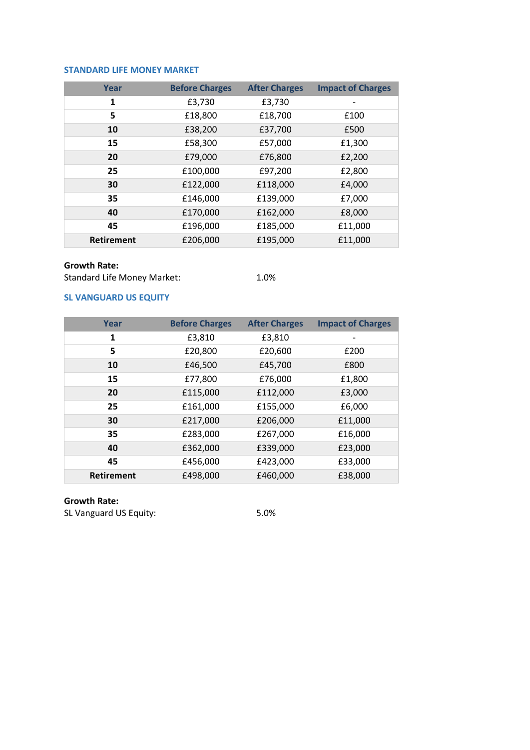### STANDARD LIFE MONEY MARKET

| Year | Before Charges | After Charges | Impact of Charges |
|---|---|---|---|
| **1** | £3,730 | £3,730 | - |
| **5** | £18,800 | £18,700 | £100 |
| **10** | £38,200 | £37,700 | £500 |
| **15** | £58,300 | £57,000 | £1,300 |
| **20** | £79,000 | £76,800 | £2,200 |
| **25** | £100,000 | £97,200 | £2,800 |
| **30** | £122,000 | £118,000 | £4,000 |
| **35** | £146,000 | £139,000 | £7,000 |
| **40** | £170,000 | £162,000 | £8,000 |
| **45** | £196,000 | £185,000 | £11,000 |
| **Retirement** | £206,000 | £195,000 | £11,000 |

**Growth Rate:**
Standard Life Money Market: 1.0%

### SL VANGUARD US EQUITY

| Year | Before Charges | After Charges | Impact of Charges |
|---|---|---|---|
| **1** | £3,810 | £3,810 | - |
| **5** | £20,800 | £20,600 | £200 |
| **10** | £46,500 | £45,700 | £800 |
| **15** | £77,800 | £76,000 | £1,800 |
| **20** | £115,000 | £112,000 | £3,000 |
| **25** | £161,000 | £155,000 | £6,000 |
| **30** | £217,000 | £206,000 | £11,000 |
| **35** | £283,000 | £267,000 | £16,000 |
| **40** | £362,000 | £339,000 | £23,000 |
| **45** | £456,000 | £423,000 | £33,000 |
| **Retirement** | £498,000 | £460,000 | £38,000 |

**Growth Rate:**
SL Vanguard US Equity: 5.0%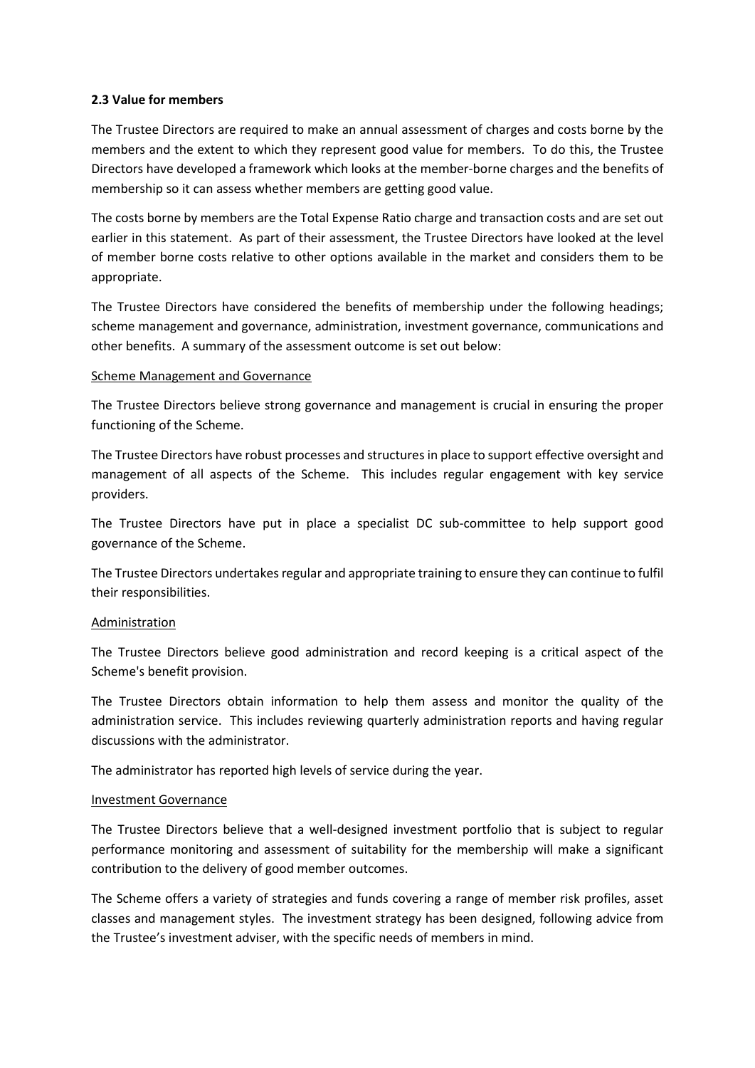**2.3 Value for members**

The Trustee Directors are required to make an annual assessment of charges and costs borne by the members and the extent to which they represent good value for members. To do this, the Trustee Directors have developed a framework which looks at the member-borne charges and the benefits of membership so it can assess whether members are getting good value.

The costs borne by members are the Total Expense Ratio charge and transaction costs and are set out earlier in this statement. As part of their assessment, the Trustee Directors have looked at the level of member borne costs relative to other options available in the market and considers them to be appropriate.

The Trustee Directors have considered the benefits of membership under the following headings; scheme management and governance, administration, investment governance, communications and other benefits. A summary of the assessment outcome is set out below:

<u>Scheme Management and Governance</u>

The Trustee Directors believe strong governance and management is crucial in ensuring the proper functioning of the Scheme.

The Trustee Directors have robust processes and structures in place to support effective oversight and management of all aspects of the Scheme. This includes regular engagement with key service providers.

The Trustee Directors have put in place a specialist DC sub-committee to help support good governance of the Scheme.

The Trustee Directors undertakes regular and appropriate training to ensure they can continue to fulfil their responsibilities.

<u>Administration</u>

The Trustee Directors believe good administration and record keeping is a critical aspect of the Scheme's benefit provision.

The Trustee Directors obtain information to help them assess and monitor the quality of the administration service. This includes reviewing quarterly administration reports and having regular discussions with the administrator.

The administrator has reported high levels of service during the year.

<u>Investment Governance</u>

The Trustee Directors believe that a well-designed investment portfolio that is subject to regular performance monitoring and assessment of suitability for the membership will make a significant contribution to the delivery of good member outcomes.

The Scheme offers a variety of strategies and funds covering a range of member risk profiles, asset classes and management styles. The investment strategy has been designed, following advice from the Trustee's investment adviser, with the specific needs of members in mind.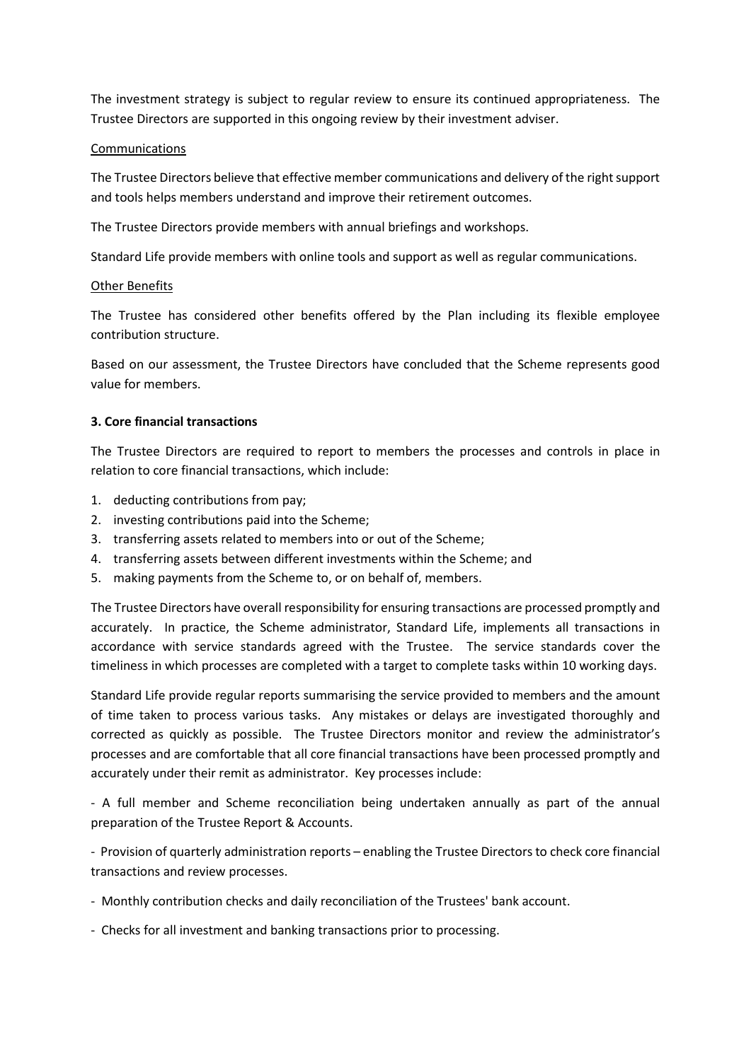The investment strategy is subject to regular review to ensure its continued appropriateness. The Trustee Directors are supported in this ongoing review by their investment adviser.

Communications

The Trustee Directors believe that effective member communications and delivery of the right support and tools helps members understand and improve their retirement outcomes.

The Trustee Directors provide members with annual briefings and workshops.

Standard Life provide members with online tools and support as well as regular communications.

Other Benefits

The Trustee has considered other benefits offered by the Plan including its flexible employee contribution structure.

Based on our assessment, the Trustee Directors have concluded that the Scheme represents good value for members.

**3. Core financial transactions**

The Trustee Directors are required to report to members the processes and controls in place in relation to core financial transactions, which include:

1. deducting contributions from pay;
2. investing contributions paid into the Scheme;
3. transferring assets related to members into or out of the Scheme;
4. transferring assets between different investments within the Scheme; and
5. making payments from the Scheme to, or on behalf of, members.

The Trustee Directors have overall responsibility for ensuring transactions are processed promptly and accurately. In practice, the Scheme administrator, Standard Life, implements all transactions in accordance with service standards agreed with the Trustee. The service standards cover the timeliness in which processes are completed with a target to complete tasks within 10 working days.

Standard Life provide regular reports summarising the service provided to members and the amount of time taken to process various tasks. Any mistakes or delays are investigated thoroughly and corrected as quickly as possible. The Trustee Directors monitor and review the administrator's processes and are comfortable that all core financial transactions have been processed promptly and accurately under their remit as administrator. Key processes include:

- A full member and Scheme reconciliation being undertaken annually as part of the annual preparation of the Trustee Report & Accounts.

- Provision of quarterly administration reports – enabling the Trustee Directors to check core financial transactions and review processes.

- Monthly contribution checks and daily reconciliation of the Trustees' bank account.

- Checks for all investment and banking transactions prior to processing.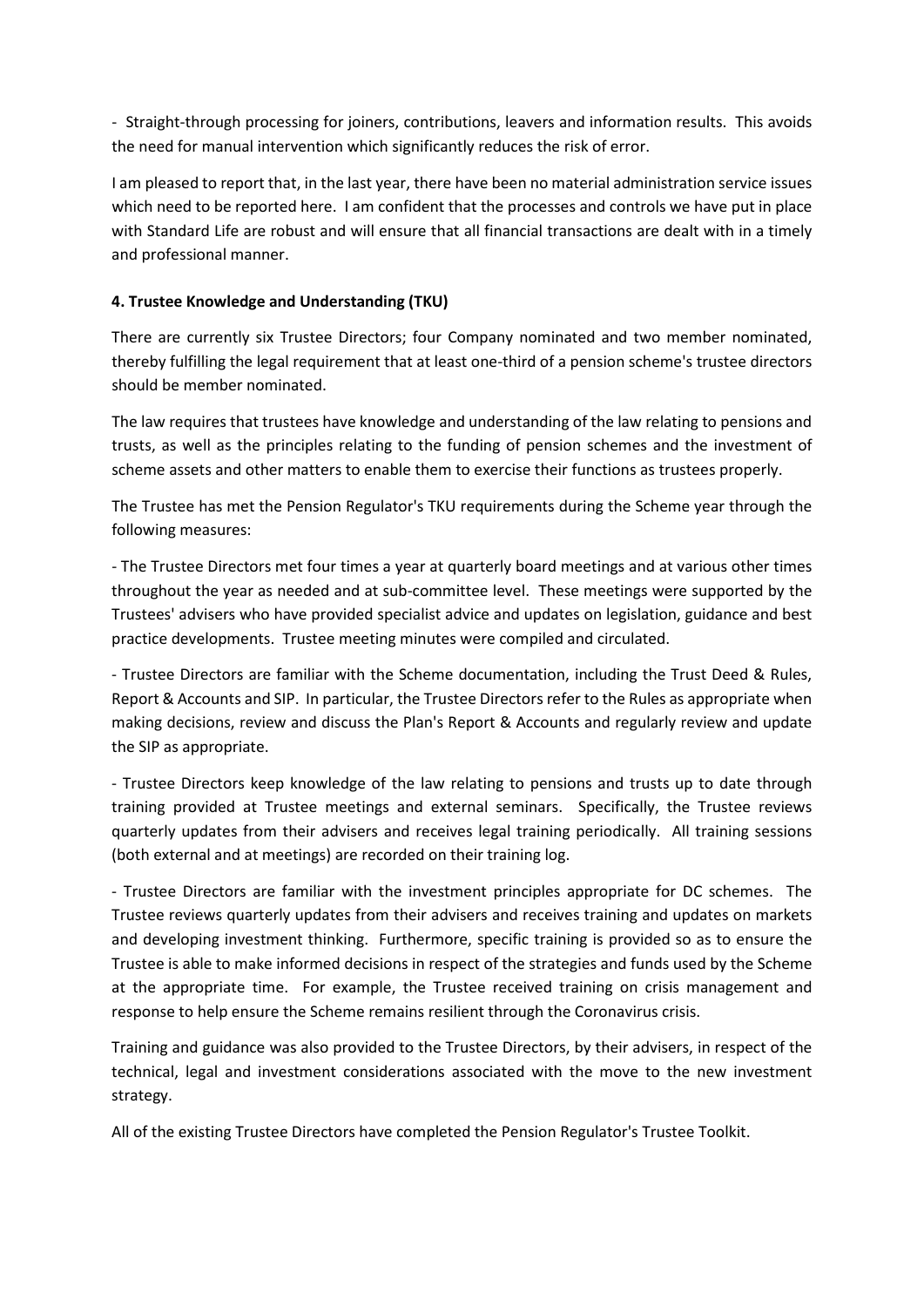- Straight-through processing for joiners, contributions, leavers and information results. This avoids the need for manual intervention which significantly reduces the risk of error.

I am pleased to report that, in the last year, there have been no material administration service issues which need to be reported here. I am confident that the processes and controls we have put in place with Standard Life are robust and will ensure that all financial transactions are dealt with in a timely and professional manner.

**4. Trustee Knowledge and Understanding (TKU)**

There are currently six Trustee Directors; four Company nominated and two member nominated, thereby fulfilling the legal requirement that at least one-third of a pension scheme's trustee directors should be member nominated.

The law requires that trustees have knowledge and understanding of the law relating to pensions and trusts, as well as the principles relating to the funding of pension schemes and the investment of scheme assets and other matters to enable them to exercise their functions as trustees properly.

The Trustee has met the Pension Regulator's TKU requirements during the Scheme year through the following measures:

- The Trustee Directors met four times a year at quarterly board meetings and at various other times throughout the year as needed and at sub-committee level. These meetings were supported by the Trustees' advisers who have provided specialist advice and updates on legislation, guidance and best practice developments. Trustee meeting minutes were compiled and circulated.

- Trustee Directors are familiar with the Scheme documentation, including the Trust Deed & Rules, Report & Accounts and SIP. In particular, the Trustee Directors refer to the Rules as appropriate when making decisions, review and discuss the Plan's Report & Accounts and regularly review and update the SIP as appropriate.

- Trustee Directors keep knowledge of the law relating to pensions and trusts up to date through training provided at Trustee meetings and external seminars. Specifically, the Trustee reviews quarterly updates from their advisers and receives legal training periodically. All training sessions (both external and at meetings) are recorded on their training log.

- Trustee Directors are familiar with the investment principles appropriate for DC schemes. The Trustee reviews quarterly updates from their advisers and receives training and updates on markets and developing investment thinking. Furthermore, specific training is provided so as to ensure the Trustee is able to make informed decisions in respect of the strategies and funds used by the Scheme at the appropriate time. For example, the Trustee received training on crisis management and response to help ensure the Scheme remains resilient through the Coronavirus crisis.

Training and guidance was also provided to the Trustee Directors, by their advisers, in respect of the technical, legal and investment considerations associated with the move to the new investment strategy.

All of the existing Trustee Directors have completed the Pension Regulator's Trustee Toolkit.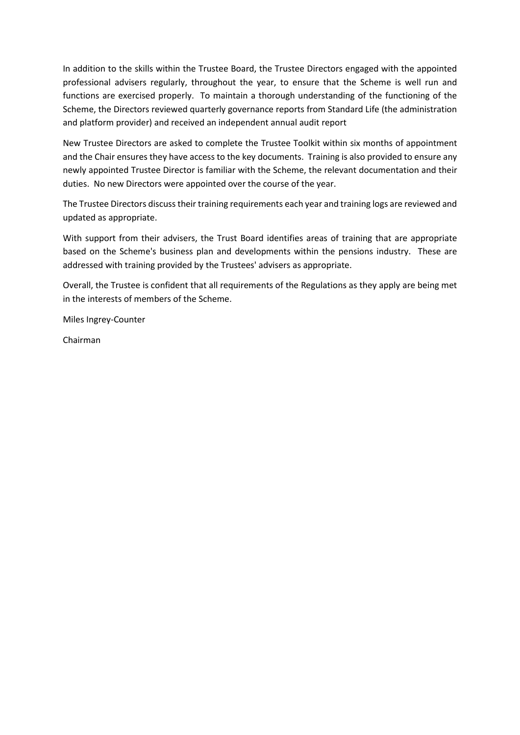In addition to the skills within the Trustee Board, the Trustee Directors engaged with the appointed professional advisers regularly, throughout the year, to ensure that the Scheme is well run and functions are exercised properly. To maintain a thorough understanding of the functioning of the Scheme, the Directors reviewed quarterly governance reports from Standard Life (the administration and platform provider) and received an independent annual audit report

New Trustee Directors are asked to complete the Trustee Toolkit within six months of appointment and the Chair ensures they have access to the key documents. Training is also provided to ensure any newly appointed Trustee Director is familiar with the Scheme, the relevant documentation and their duties. No new Directors were appointed over the course of the year.

The Trustee Directors discuss their training requirements each year and training logs are reviewed and updated as appropriate.

With support from their advisers, the Trust Board identifies areas of training that are appropriate based on the Scheme's business plan and developments within the pensions industry. These are addressed with training provided by the Trustees' advisers as appropriate.

Overall, the Trustee is confident that all requirements of the Regulations as they apply are being met in the interests of members of the Scheme.

Miles Ingrey-Counter

Chairman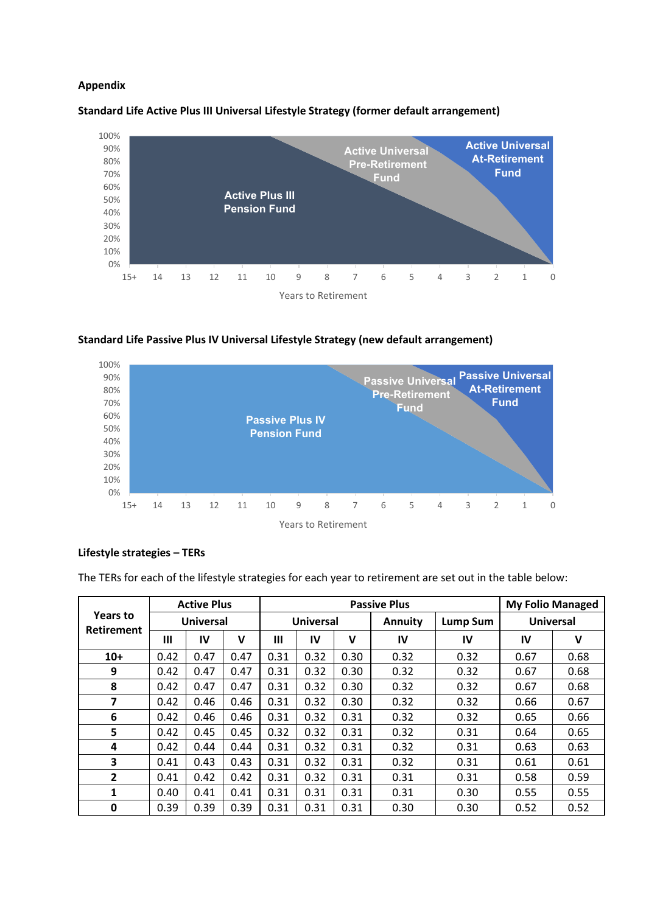**Appendix**

**Standard Life Active Plus III Universal Lifestyle Strategy (former default arrangement)**

100%
90%
80%
70%
60%
50%
40%
30%
20%
10%
0%

15+ 14 13 12 11 10 9 8 7 6 5 4 3 2 1 0

Years to Retirement

Active Plus III Pension Fund

Active Universal Pre-Retirement Fund

Active Universal At-Retirement Fund

**Standard Life Passive Plus IV Universal Lifestyle Strategy (new default arrangement)**

100%
90%
80%
70%
60%
50%
40%
30%
20%
10%
0%

15+ 14 13 12 11 10 9 8 7 6 5 4 3 2 1 0

Years to Retirement

Passive Plus IV Pension Fund

Passive Universal Pre-Retirement Fund

Passive Universal At-Retirement Fund

**Lifestyle strategies – TERs**

The TERs for each of the lifestyle strategies for each year to retirement are set out in the table below:

| Years to Retirement | Active Plus | | | Passive Plus | | | | | My Folio Managed | |
|---|---|---|---|---|---|---|---|---|---|---|
| | Universal | | | Universal | | | Annuity | Lump Sum | Universal | |
| | III | IV | V | III | IV | V | IV | IV | IV | V |
| **10+** | 0.42 | 0.47 | 0.47 | 0.31 | 0.32 | 0.30 | 0.32 | 0.32 | 0.67 | 0.68 |
| **9** | 0.42 | 0.47 | 0.47 | 0.31 | 0.32 | 0.30 | 0.32 | 0.32 | 0.67 | 0.68 |
| **8** | 0.42 | 0.47 | 0.47 | 0.31 | 0.32 | 0.30 | 0.32 | 0.32 | 0.67 | 0.68 |
| **7** | 0.42 | 0.46 | 0.46 | 0.31 | 0.32 | 0.30 | 0.32 | 0.32 | 0.66 | 0.67 |
| **6** | 0.42 | 0.46 | 0.46 | 0.31 | 0.32 | 0.31 | 0.32 | 0.32 | 0.65 | 0.66 |
| **5** | 0.42 | 0.45 | 0.45 | 0.32 | 0.32 | 0.31 | 0.32 | 0.31 | 0.64 | 0.65 |
| **4** | 0.42 | 0.44 | 0.44 | 0.31 | 0.32 | 0.31 | 0.32 | 0.31 | 0.63 | 0.63 |
| **3** | 0.41 | 0.43 | 0.43 | 0.31 | 0.32 | 0.31 | 0.32 | 0.31 | 0.61 | 0.61 |
| **2** | 0.41 | 0.42 | 0.42 | 0.31 | 0.32 | 0.31 | 0.31 | 0.31 | 0.58 | 0.59 |
| **1** | 0.40 | 0.41 | 0.41 | 0.31 | 0.31 | 0.31 | 0.31 | 0.30 | 0.55 | 0.55 |
| **0** | 0.39 | 0.39 | 0.39 | 0.31 | 0.31 | 0.31 | 0.30 | 0.30 | 0.52 | 0.52 |